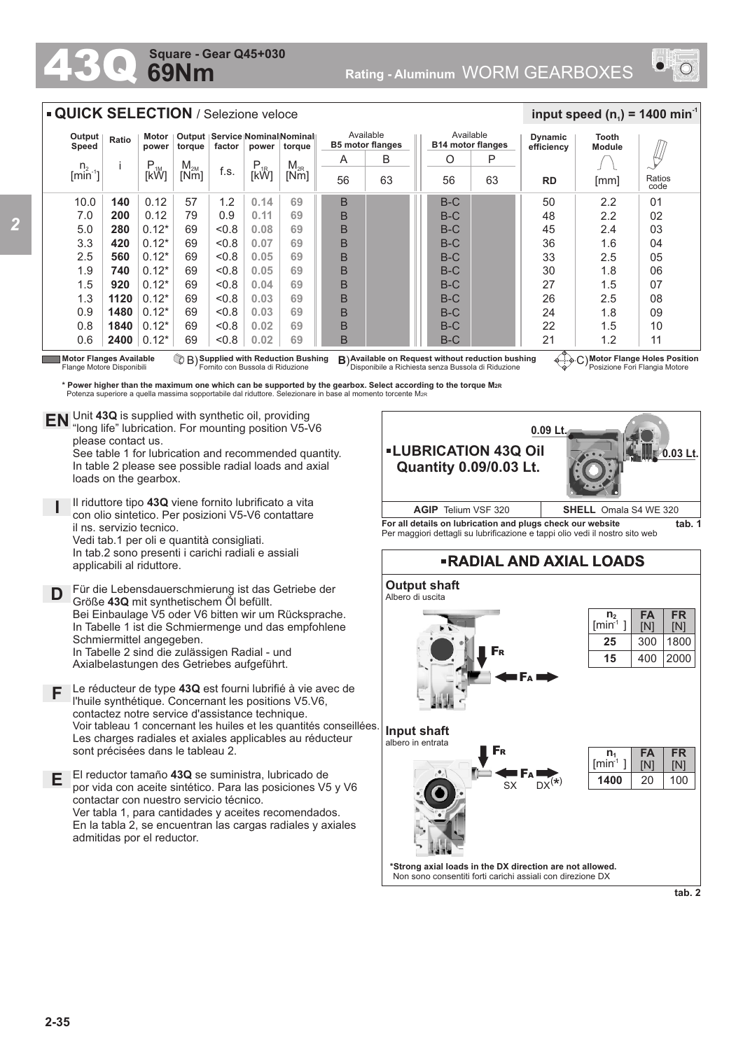# 43Q Square - Gear Q45+030 69Nm

Rating - Aluminum WORM GEARBOXES

## QUICK SELECTION / Selezione veloce

**input speed ($n_1$) = 1400 min$^{-1}$**

| Output Speed | Ratio | Motor power | Output torque | Service factor | Nominal power | Nominal torque | Available B5 motor flanges | | Available B14 motor flanges | | Dynamic efficiency | Tooth Module | |
|---|---|---|---|---|---|---|---|---|---|---|---|---|---|
| | | | | | | | A | B | O | P | | | |
| $n_2$ [min$^{-1}$] | i | $P_{1M}$ [kW] | $M_{2M}$ [Nm] | f.s. | $P_{1R}$ [kW] | $M_{2R}$ [Nm] | 56 | 63 | 56 | 63 | RD | [mm] | Ratios code |
| 10.0 | **140** | 0.12 | 57 | 1.2 | 0.14 | 69 | B | | B-C | | 50 | 2.2 | 01 |
| 7.0 | **200** | 0.12 | 79 | 0.9 | 0.11 | 69 | B | | B-C | | 48 | 2.2 | 02 |
| 5.0 | **280** | 0.12* | 69 | <0.8 | 0.08 | 69 | B | | B-C | | 45 | 2.4 | 03 |
| 3.3 | **420** | 0.12* | 69 | <0.8 | 0.07 | 69 | B | | B-C | | 36 | 1.6 | 04 |
| 2.5 | **560** | 0.12* | 69 | <0.8 | 0.05 | 69 | B | | B-C | | 33 | 2.5 | 05 |
| 1.9 | **740** | 0.12* | 69 | <0.8 | 0.05 | 69 | B | | B-C | | 30 | 1.8 | 06 |
| 1.5 | **920** | 0.12* | 69 | <0.8 | 0.04 | 69 | B | | B-C | | 27 | 1.5 | 07 |
| 1.3 | **1120** | 0.12* | 69 | <0.8 | 0.03 | 69 | B | | B-C | | 26 | 2.5 | 08 |
| 0.9 | **1480** | 0.12* | 69 | <0.8 | 0.03 | 69 | B | | B-C | | 24 | 1.8 | 09 |
| 0.8 | **1840** | 0.12* | 69 | <0.8 | 0.02 | 69 | B | | B-C | | 22 | 1.5 | 10 |
| 0.6 | **2400** | 0.12* | 69 | <0.8 | 0.02 | 69 | B | | B-C | | 21 | 1.2 | 11 |

**Motor Flanges Available** / Flange Motore Disponibili — B) **Supplied with Reduction Bushing** / Fornito con Bussola di Riduzione — B) **Available on Request without reduction bushing** / Disponibile a Richiesta senza Bussola di Riduzione — C) **Motor Flange Holes Position** / Posizione Fori Flangia Motore

**\* Power higher than the maximum one which can be supported by the gearbox. Select according to the torque $M_{2R}$**
Potenza superiore a quella massima sopportabile dal riduttore. Selezionare in base al momento torcente $M_{2R}$

**EN** Unit **43Q** is supplied with synthetic oil, providing "long life" lubrication. For mounting position V5-V6 please contact us.
See table 1 for lubrication and recommended quantity.
In table 2 please see possible radial loads and axial loads on the gearbox.

**I** Il riduttore tipo **43Q** viene fornito lubrificato a vita con olio sintetico. Per posizioni V5-V6 contattare il ns. servizio tecnico.
Vedi tab.1 per oli e quantità consigliati.
In tab.2 sono presenti i carichi radiali e assiali applicabili al riduttore.

**D** Für die Lebensdauerschmierung ist das Getriebe der Größe **43Q** mit synthetischem Öl befüllt.
Bei Einbaulage V5 oder V6 bitten wir um Rücksprache.
In Tabelle 1 ist die Schmiermenge und das empfohlene Schmiermittel angegeben.
In Tabelle 2 sind die zulässigen Radial - und Axialbelastungen des Getriebes aufgeführt.

**F** Le réducteur de type **43Q** est fourni lubrifié à vie avec de l'huile synthétique. Concernant les positions V5.V6, contactez notre service d'assistance technique.
Voir tableau 1 concernant les huiles et les quantités conseillées.
Les charges radiales et axiales applicables au réducteur sont précisées dans le tableau 2.

**E** El reductor tamaño **43Q** se suministra, lubricado de por vida con aceite sintético. Para las posiciones V5 y V6 contactar con nuestro servicio técnico.
Ver tabla 1, para cantidades y aceites recomendados.
En la tabla 2, se encuentran las cargas radiales y axiales admitidas por el reductor.

### LUBRICATION 43Q Oil Quantity 0.09/0.03 Lt.

0.09 Lt. — 0.03 Lt.

| AGIP | SHELL |
|---|---|
| Telium VSF 320 | Omala S4 WE 320 |

**For all details on lubrication and plugs check our website** **tab. 1**
Per maggiori dettagli sulla lubrificazione e tappi olio vedi il nostro sito web

### RADIAL AND AXIAL LOADS

**Output shaft**
Albero di uscita

| $n_2$ [min$^{-1}$] | FA [N] | FR [N] |
|---|---|---|
| **25** | 300 | 1800 |
| **15** | 400 | 2000 |

**Input shaft**
albero in entrata

SX DX(*)

| $n_1$ [min$^{-1}$] | FA [N] | FR [N] |
|---|---|---|
| **1400** | 20 | 100 |

**\*Strong axial loads in the DX direction are not allowed.**
Non sono consentiti forti carichi assiali con direzione DX

**tab. 2**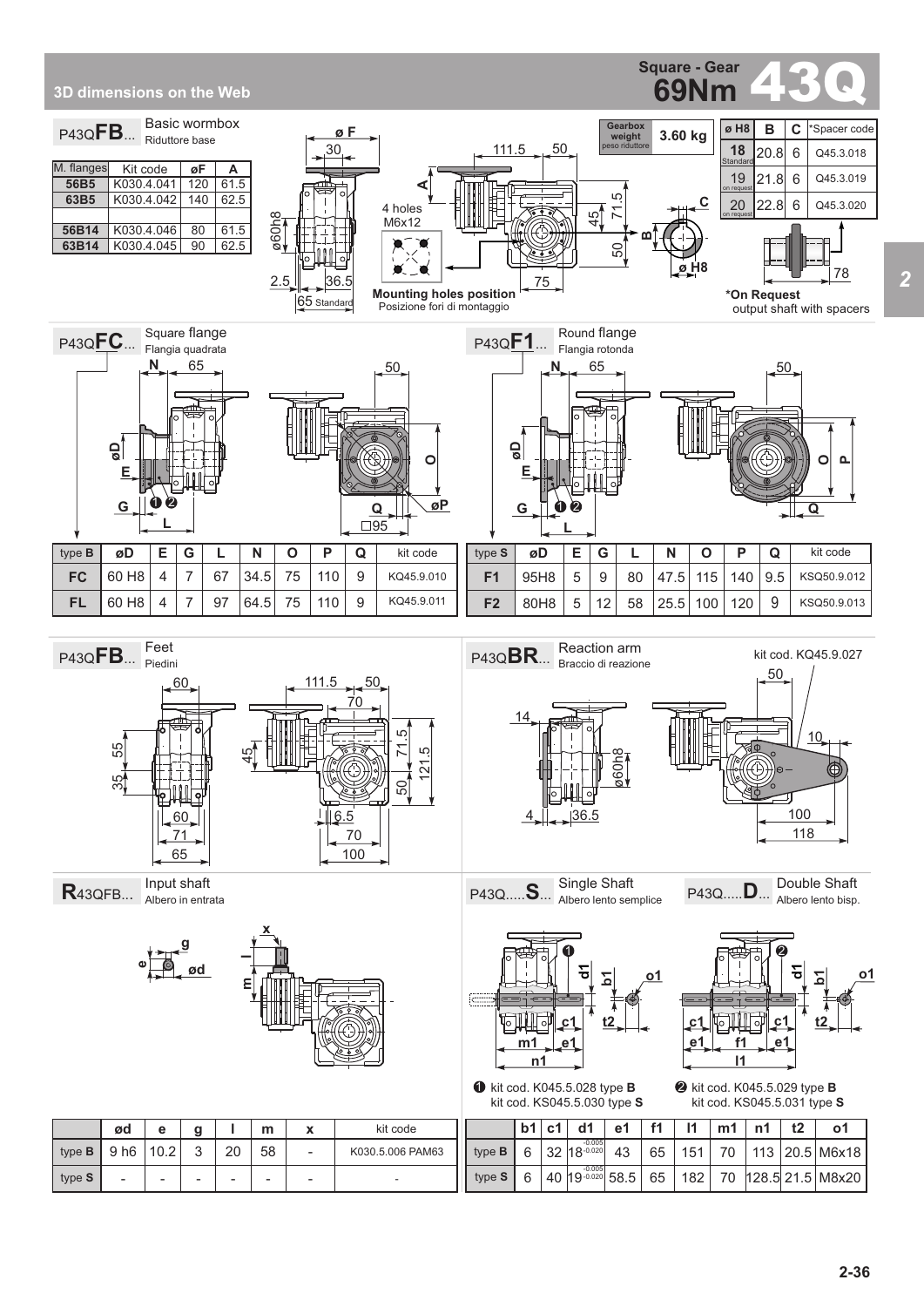# 43Q

Square - Gear **69Nm**

3D dimensions on the Web

## P43Q**FB**... Basic wormbox
Riduttore base

| M. flanges | Kit code | øF | A |
|---|---|---|---|
| **56B5** | K030.4.041 | 120 | 61.5 |
| **63B5** | K030.4.042 | 140 | 62.5 |
| | | | |
| **56B14** | K030.4.046 | 80 | 61.5 |
| **63B14** | K030.4.045 | 90 | 62.5 |

ø F
30
ø60h8
2.5
36.5
65 Standard

4 holes M6x12

**Mounting holes position**
Posizione fori di montaggio

111.5
50
A
45
71.5
50
75

Gearbox weight
peso riduttore
3.60 kg

C
B
ø H8

| ø H8 | B | C | *Spacer code |
|---|---|---|---|
| **18** Standard | 20.8 | 6 | Q45.3.018 |
| 19 on request | 21.8 | 6 | Q45.3.019 |
| 20 on request | 22.8 | 6 | Q45.3.020 |

78

***On Request**
output shaft with spacers

## P43Q**FC**... Square flange
Flangia quadrata

N
65
øD
E
G
L
❶ ❷
50
O
Q
□95
øP

| type **B** | øD | E | G | L | N | O | P | Q | kit code |
|---|---|---|---|---|---|---|---|---|---|
| **FC** | 60 H8 | 4 | 7 | 67 | 34.5 | 75 | 110 | 9 | KQ45.9.010 |
| **FL** | 60 H8 | 4 | 7 | 97 | 64.5 | 75 | 110 | 9 | KQ45.9.011 |

## P43Q**F1**... Round flange
Flangia rotonda

N
65
øD
E
G
L
❶ ❷
50
O
P
Q

| type **S** | øD | E | G | L | N | O | P | Q | kit code |
|---|---|---|---|---|---|---|---|---|---|
| **F1** | 95H8 | 5 | 9 | 80 | 47.5 | 115 | 140 | 9.5 | KSQ50.9.012 |
| **F2** | 80H8 | 5 | 12 | 58 | 25.5 | 100 | 120 | 9 | KSQ50.9.013 |

## P43Q**FB**... Feet
Piedini

60
55
35
60
71
65
111.5
50
70
45
71.5
121.5
50
6.5
70
100

## P43Q**BR**... Reaction arm
Braccio di reazione

kit cod. KQ45.9.027

14
ø60h8
4
36.5
50
10
100
118

## **R**43QFB... Input shaft
Albero in entrata

e
g
ød
x
l
m

| | ød | e | g | l | m | x | kit code |
|---|---|---|---|---|---|---|---|
| type **B** | 9 h6 | 10.2 | 3 | 20 | 58 | - | K030.5.006 PAM63 |
| type **S** | - | - | - | - | - | - | - |

## P43Q.....**S**... Single Shaft
Albero lento semplice

## P43Q.....**D**... Double Shaft
Albero lento bisp.

d1
b1
o1
c1
t2
m1
e1
n1
f1
l1

❶ kit cod. K045.5.028 type **B**
kit cod. KS045.5.030 type **S**

❷ kit cod. K045.5.029 type **B**
kit cod. KS045.5.031 type **S**

| | b1 | c1 | d1 | e1 | f1 | l1 | m1 | n1 | t2 | o1 |
|---|---|---|---|---|---|---|---|---|---|---|
| type **B** | 6 | 32 | $18^{-0.005}_{-0.020}$ | 43 | 65 | 151 | 70 | 113 | 20.5 | M6x18 |
| type **S** | 6 | 40 | $19^{-0.005}_{-0.020}$ | 58.5 | 65 | 182 | 70 | 128.5 | 21.5 | M8x20 |